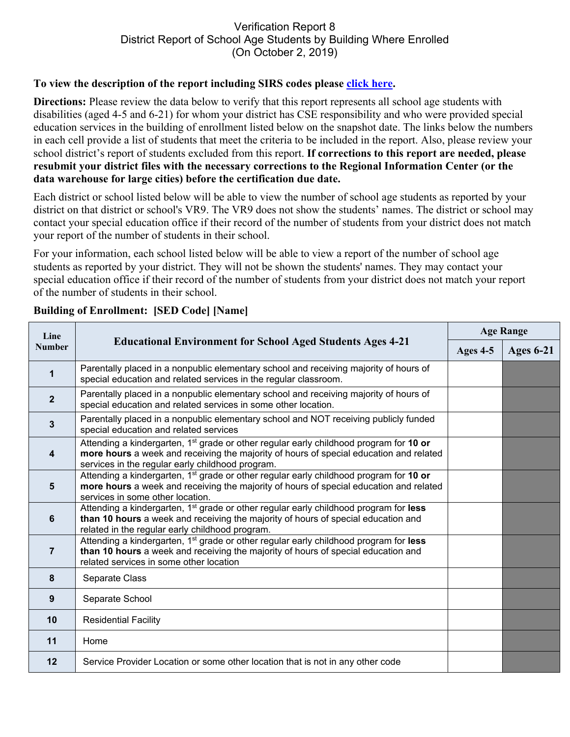# Verification Report 8
## District Report of School Age Students by Building Where Enrolled
### (On October 2, 2019)

**To view the description of the report including SIRS codes please click here.**

**Directions:** Please review the data below to verify that this report represents all school age students with disabilities (aged 4-5 and 6-21) for whom your district has CSE responsibility and who were provided special education services in the building of enrollment listed below on the snapshot date. The links below the numbers in each cell provide a list of students that meet the criteria to be included in the report. Also, please review your school district's report of students excluded from this report. **If corrections to this report are needed, please resubmit your district files with the necessary corrections to the Regional Information Center (or the data warehouse for large cities) before the certification due date.**

Each district or school listed below will be able to view the number of school age students as reported by your district on that district or school's VR9. The VR9 does not show the students' names. The district or school may contact your special education office if their record of the number of students from your district does not match your report of the number of students in their school.

For your information, each school listed below will be able to view a report of the number of school age students as reported by your district. They will not be shown the students' names. They may contact your special education office if their record of the number of students from your district does not match your report of the number of students in their school.

**Building of Enrollment: [SED Code] [Name]**

| Line Number | Educational Environment for School Aged Students Ages 4-21 | Age Range | |
|---|---|---|---|
| | | Ages 4-5 | Ages 6-21 |
| 1 | Parentally placed in a nonpublic elementary school and receiving majority of hours of special education and related services in the regular classroom. | | |
| 2 | Parentally placed in a nonpublic elementary school and receiving majority of hours of special education and related services in some other location. | | |
| 3 | Parentally placed in a nonpublic elementary school and NOT receiving publicly funded special education and related services | | |
| 4 | Attending a kindergarten, 1st grade or other regular early childhood program for **10 or more hours** a week and receiving the majority of hours of special education and related services in the regular early childhood program. | | |
| 5 | Attending a kindergarten, 1st grade or other regular early childhood program for **10 or more hours** a week and receiving the majority of hours of special education and related services in some other location. | | |
| 6 | Attending a kindergarten, 1st grade or other regular early childhood program for **less than 10 hours** a week and receiving the majority of hours of special education and related in the regular early childhood program. | | |
| 7 | Attending a kindergarten, 1st grade or other regular early childhood program for **less than 10 hours** a week and receiving the majority of hours of special education and related services in some other location | | |
| 8 | Separate Class | | |
| 9 | Separate School | | |
| 10 | Residential Facility | | |
| 11 | Home | | |
| 12 | Service Provider Location or some other location that is not in any other code | | |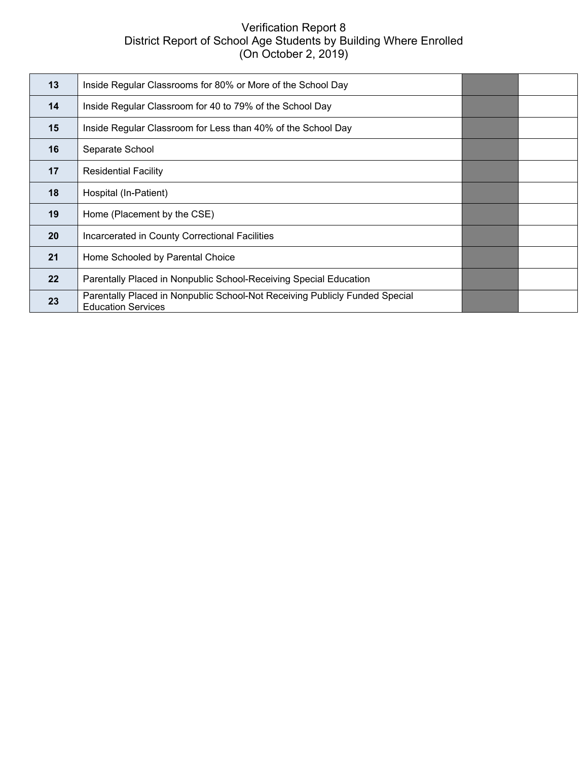Verification Report 8
District Report of School Age Students by Building Where Enrolled
(On October 2, 2019)

| | | | |
|---|---|---|---|
| 13 | Inside Regular Classrooms for 80% or More of the School Day | | |
| 14 | Inside Regular Classroom for 40 to 79% of the School Day | | |
| 15 | Inside Regular Classroom for Less than 40% of the School Day | | |
| 16 | Separate School | | |
| 17 | Residential Facility | | |
| 18 | Hospital (In-Patient) | | |
| 19 | Home (Placement by the CSE) | | |
| 20 | Incarcerated in County Correctional Facilities | | |
| 21 | Home Schooled by Parental Choice | | |
| 22 | Parentally Placed in Nonpublic School-Receiving Special Education | | |
| 23 | Parentally Placed in Nonpublic School-Not Receiving Publicly Funded Special Education Services | | |